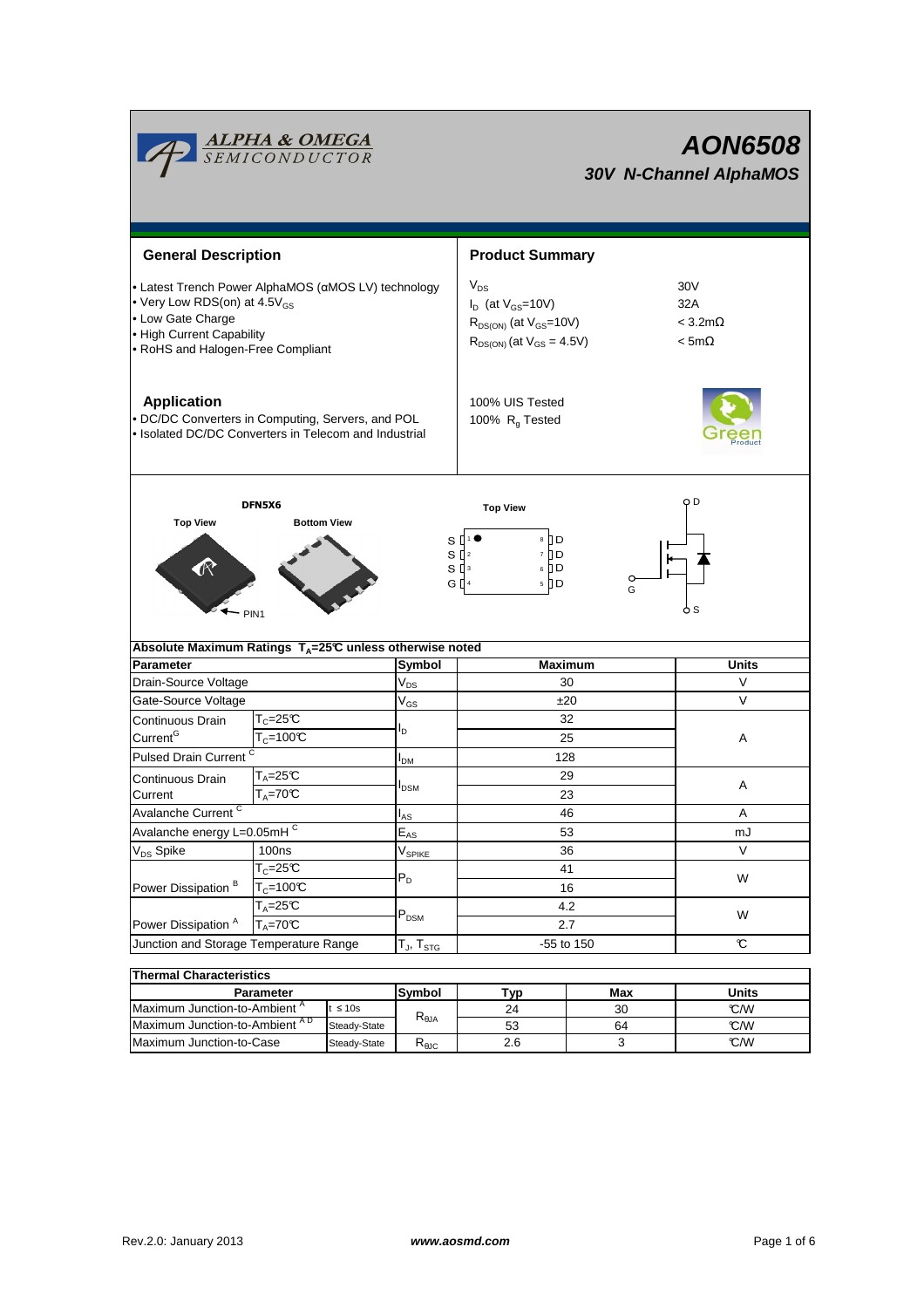# AON6508

## 30V N-Channel AlphaMOS

## General Description

- Latest Trench Power AlphaMOS (αMOS LV) technology
- Very Low RDS(on) at 4.5$V_{GS}$
- Low Gate Charge
- High Current Capability
- RoHS and Halogen-Free Compliant

## Product Summary

| | |
|---|---|
| $V_{DS}$ | 30V |
| $I_D$ (at $V_{GS}$=10V) | 32A |
| $R_{DS(ON)}$ (at $V_{GS}$=10V) | < 3.2mΩ |
| $R_{DS(ON)}$ (at $V_{GS}$ = 4.5V) | < 5mΩ |

100% UIS Tested

100% $R_g$ Tested

## Application

- DC/DC Converters in Computing, Servers, and POL
- Isolated DC/DC Converters in Telecom and Industrial

DFN5X6

Top View    Bottom View

PIN1

Top View

S 1 ● 8 D
S 2 7 D
S 3 6 D
G 4 5 D

D G S

**Absolute Maximum Ratings $T_A$=25℃ unless otherwise noted**

| Parameter | | Symbol | Maximum | Units |
|---|---|---|---|---|
| Drain-Source Voltage | | $V_{DS}$ | 30 | V |
| Gate-Source Voltage | | $V_{GS}$ | ±20 | V |
| Continuous Drain Current[G] | $T_C$=25℃ | $I_D$ | 32 | A |
| | $T_C$=100℃ | | 25 | |
| Pulsed Drain Current [C] | | $I_{DM}$ | 128 | |
| Continuous Drain Current | $T_A$=25℃ | $I_{DSM}$ | 29 | A |
| | $T_A$=70℃ | | 23 | |
| Avalanche Current [C] | | $I_{AS}$ | 46 | A |
| Avalanche energy L=0.05mH [C] | | $E_{AS}$ | 53 | mJ |
| $V_{DS}$ Spike | 100ns | $V_{SPIKE}$ | 36 | V |
| Power Dissipation [B] | $T_C$=25℃ | $P_D$ | 41 | W |
| | $T_C$=100℃ | | 16 | |
| Power Dissipation [A] | $T_A$=25℃ | $P_{DSM}$ | 4.2 | W |
| | $T_A$=70℃ | | 2.7 | |
| Junction and Storage Temperature Range | | $T_J$, $T_{STG}$ | -55 to 150 | ℃ |

**Thermal Characteristics**

| Parameter | | Symbol | Typ | Max | Units |
|---|---|---|---|---|---|
| Maximum Junction-to-Ambient [A] | t ≤ 10s | $R_{\theta JA}$ | 24 | 30 | ℃/W |
| Maximum Junction-to-Ambient [A D] | Steady-State | | 53 | 64 | ℃/W |
| Maximum Junction-to-Case | Steady-State | $R_{\theta JC}$ | 2.6 | 3 | ℃/W |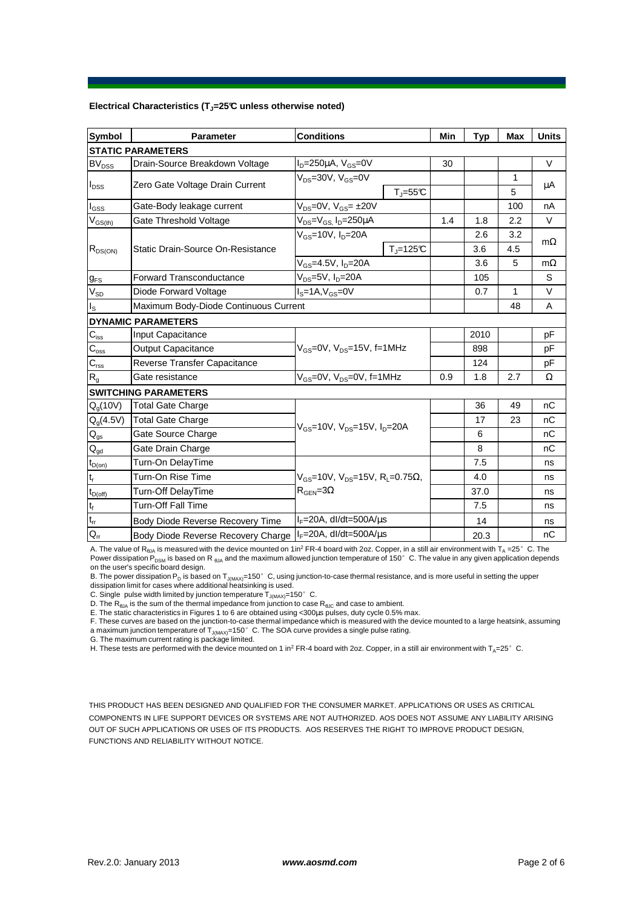**Electrical Characteristics ($T_J$=25°C unless otherwise noted)**

| Symbol | Parameter | Conditions | | Min | Typ | Max | Units |
|---|---|---|---|---|---|---|---|
| **STATIC PARAMETERS** | | | | | | | |
| $BV_{DSS}$ | Drain-Source Breakdown Voltage | $I_D$=250µA, $V_{GS}$=0V | | 30 | | | V |
| $I_{DSS}$ | Zero Gate Voltage Drain Current | $V_{DS}$=30V, $V_{GS}$=0V | | | | 1 | µA |
| | | | $T_J$=55°C | | | 5 | |
| $I_{GSS}$ | Gate-Body leakage current | $V_{DS}$=0V, $V_{GS}$= ±20V | | | | 100 | nA |
| $V_{GS(th)}$ | Gate Threshold Voltage | $V_{DS}$=$V_{GS}$, $I_D$=250µA | | 1.4 | 1.8 | 2.2 | V |
| $R_{DS(ON)}$ | Static Drain-Source On-Resistance | $V_{GS}$=10V, $I_D$=20A | | | 2.6 | 3.2 | mΩ |
| | | | $T_J$=125°C | | 3.6 | 4.5 | |
| | | $V_{GS}$=4.5V, $I_D$=20A | | | 3.6 | 5 | mΩ |
| $g_{FS}$ | Forward Transconductance | $V_{DS}$=5V, $I_D$=20A | | | 105 | | S |
| $V_{SD}$ | Diode Forward Voltage | $I_S$=1A,$V_{GS}$=0V | | | 0.7 | 1 | V |
| $I_S$ | Maximum Body-Diode Continuous Current | | | | | 48 | A |
| **DYNAMIC PARAMETERS** | | | | | | | |
| $C_{iss}$ | Input Capacitance | $V_{GS}$=0V, $V_{DS}$=15V, f=1MHz | | | 2010 | | pF |
| $C_{oss}$ | Output Capacitance | | | | 898 | | pF |
| $C_{rss}$ | Reverse Transfer Capacitance | | | | 124 | | pF |
| $R_g$ | Gate resistance | $V_{GS}$=0V, $V_{DS}$=0V, f=1MHz | | 0.9 | 1.8 | 2.7 | Ω |
| **SWITCHING PARAMETERS** | | | | | | | |
| $Q_g$(10V) | Total Gate Charge | $V_{GS}$=10V, $V_{DS}$=15V, $I_D$=20A | | | 36 | 49 | nC |
| $Q_g$(4.5V) | Total Gate Charge | | | | 17 | 23 | nC |
| $Q_{gs}$ | Gate Source Charge | | | | 6 | | nC |
| $Q_{gd}$ | Gate Drain Charge | | | | 8 | | nC |
| $t_{D(on)}$ | Turn-On DelayTime | $V_{GS}$=10V, $V_{DS}$=15V, $R_L$=0.75Ω, $R_{GEN}$=3Ω | | | 7.5 | | ns |
| $t_r$ | Turn-On Rise Time | | | | 4.0 | | ns |
| $t_{D(off)}$ | Turn-Off DelayTime | | | | 37.0 | | ns |
| $t_f$ | Turn-Off Fall Time | | | | 7.5 | | ns |
| $t_{rr}$ | Body Diode Reverse Recovery Time | $I_F$=20A, dI/dt=500A/µs | | | 14 | | ns |
| $Q_{rr}$ | Body Diode Reverse Recovery Charge | $I_F$=20A, dI/dt=500A/µs | | | 20.3 | | nC |

A. The value of $R_{\theta JA}$ is measured with the device mounted on 1in² FR-4 board with 2oz. Copper, in a still air environment with $T_A$ =25° C. The Power dissipation $P_{DSM}$ is based on $R_{\theta JA}$ and the maximum allowed junction temperature of 150° C. The value in any given application depends on the user's specific board design.

B. The power dissipation $P_D$ is based on $T_{J(MAX)}$=150° C, using junction-to-case thermal resistance, and is more useful in setting the upper dissipation limit for cases where additional heatsinking is used.

C. Single pulse width limited by junction temperature $T_{J(MAX)}$=150° C.

D. The $R_{\theta JA}$ is the sum of the thermal impedance from junction to case $R_{\theta JC}$ and case to ambient.

E. The static characteristics in Figures 1 to 6 are obtained using <300µs pulses, duty cycle 0.5% max.

F. These curves are based on the junction-to-case thermal impedance which is measured with the device mounted to a large heatsink, assuming a maximum junction temperature of $T_{J(MAX)}$=150° C. The SOA curve provides a single pulse rating.

G. The maximum current rating is package limited.

H. These tests are performed with the device mounted on 1 in² FR-4 board with 2oz. Copper, in a still air environment with $T_A$=25° C.

THIS PRODUCT HAS BEEN DESIGNED AND QUALIFIED FOR THE CONSUMER MARKET. APPLICATIONS OR USES AS CRITICAL COMPONENTS IN LIFE SUPPORT DEVICES OR SYSTEMS ARE NOT AUTHORIZED. AOS DOES NOT ASSUME ANY LIABILITY ARISING OUT OF SUCH APPLICATIONS OR USES OF ITS PRODUCTS. AOS RESERVES THE RIGHT TO IMPROVE PRODUCT DESIGN, FUNCTIONS AND RELIABILITY WITHOUT NOTICE.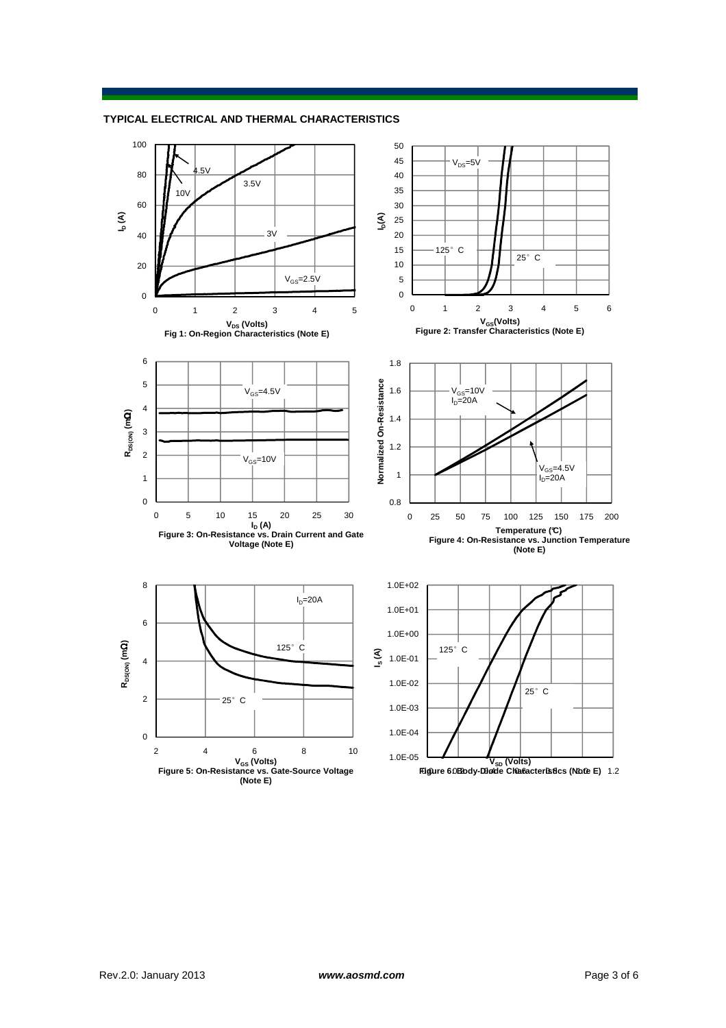## TYPICAL ELECTRICAL AND THERMAL CHARACTERISTICS

Fig 1: On-Region Characteristics (Note E)

Figure 2: Transfer Characteristics (Note E)

Figure 3: On-Resistance vs. Drain Current and Gate Voltage (Note E)

Figure 4: On-Resistance vs. Junction Temperature (Note E)

Figure 5: On-Resistance vs. Gate-Source Voltage (Note E)

Figure 6: Body-Diode Characteristics (Note E)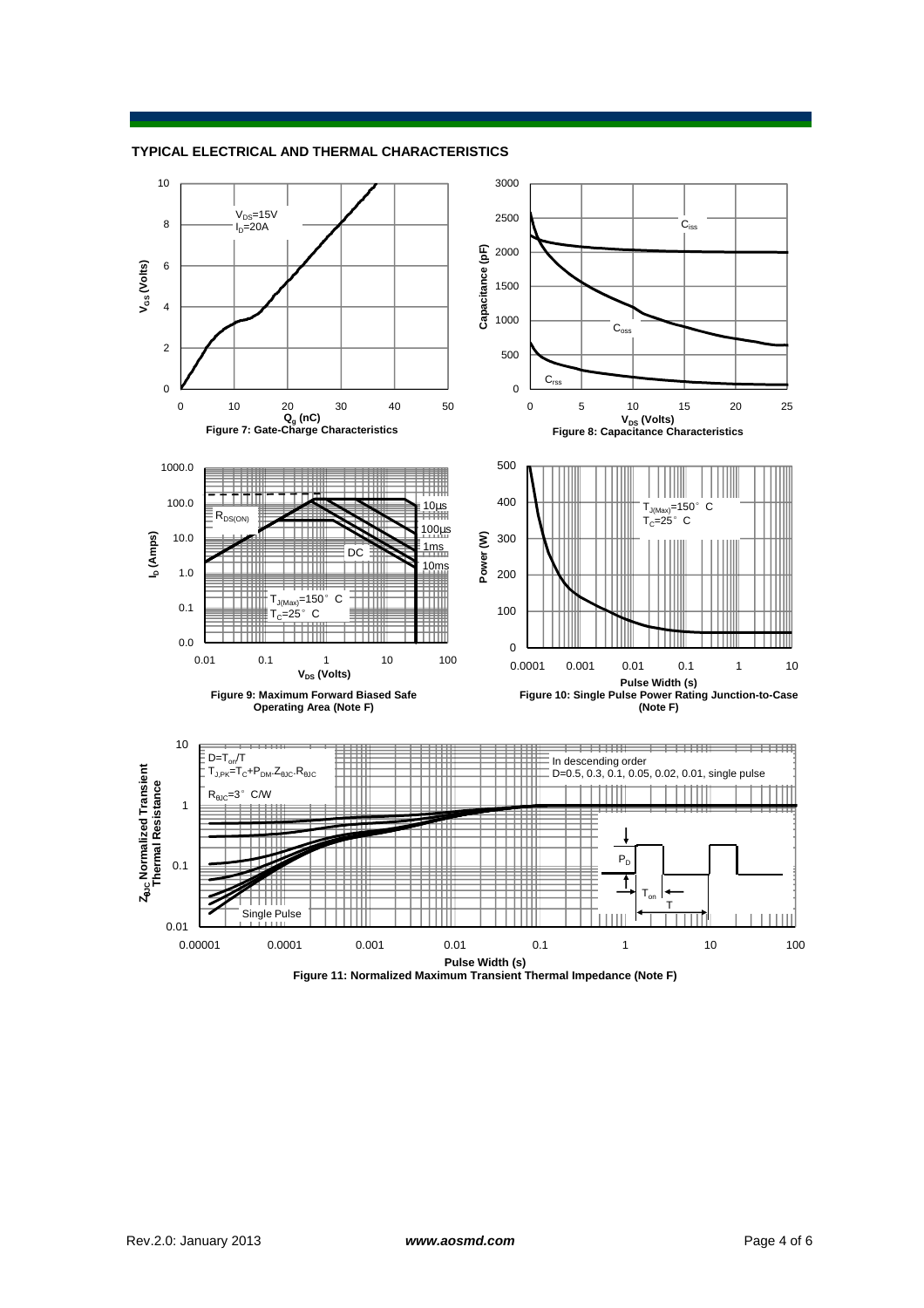## TYPICAL ELECTRICAL AND THERMAL CHARACTERISTICS

$V_{DS}$=15V
$I_D$=20A

$V_{GS}$ (Volts)

$Q_g$ (nC)

Figure 7: Gate-Charge Characteristics

$C_{iss}$

$C_{oss}$

$C_{rss}$

Capacitance (pF)

$V_{DS}$ (Volts)

Figure 8: Capacitance Characteristics

$R_{DS(ON)}$

10µs

100µs

1ms

10ms

DC

$T_{J(Max)}$=150° C
$T_C$=25° C

$I_D$ (Amps)

$V_{DS}$ (Volts)

Figure 9: Maximum Forward Biased Safe Operating Area (Note F)

$T_{J(Max)}$=150° C
$T_C$=25° C

Power (W)

Pulse Width (s)

Figure 10: Single Pulse Power Rating Junction-to-Case (Note F)

D=$T_{on}$/T
$T_{J,PK}$=$T_C$+$P_{DM}$.$Z_{\theta JC}$.$R_{\theta JC}$

$R_{\theta JC}$=3° C/W

In descending order
D=0.5, 0.3, 0.1, 0.05, 0.02, 0.01, single pulse

Single Pulse

$P_D$

$T_{on}$

T

$Z_{\theta JC}$ Normalized Transient Thermal Resistance

Pulse Width (s)

Figure 11: Normalized Maximum Transient Thermal Impedance (Note F)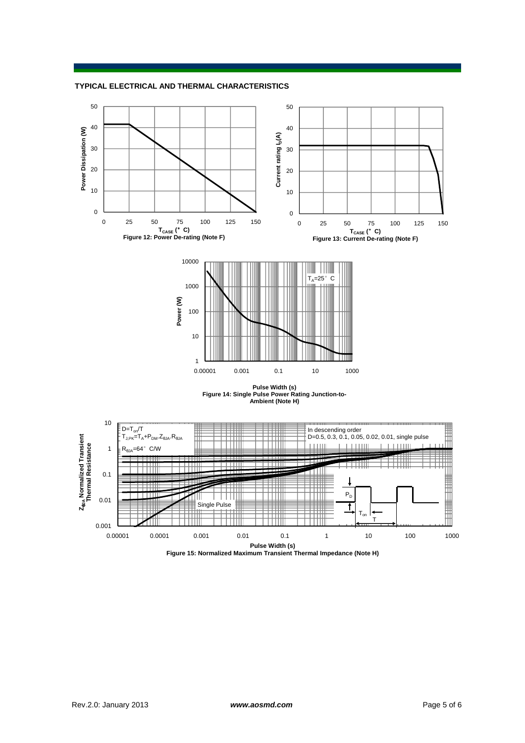## TYPICAL ELECTRICAL AND THERMAL CHARACTERISTICS

Figure 12: Power De-rating (Note F)

Figure 13: Current De-rating (Note F)

Figure 14: Single Pulse Power Rating Junction-to-Ambient (Note H)

Figure 15: Normalized Maximum Transient Thermal Impedance (Note H)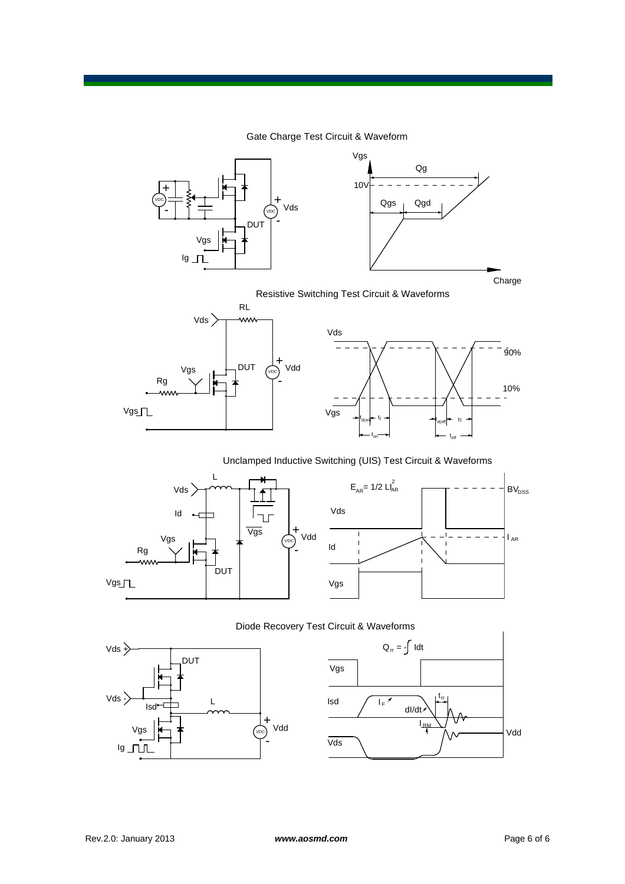## Gate Charge Test Circuit & Waveform

VDC
+
-
Vds
+
-
VDC
DUT
Vgs
Ig

Vgs
Qg
10V
Qgs
Qgd
Charge

## Resistive Switching Test Circuit & Waveforms

RL
Vds
Vgs
DUT
Rg
+
VDC
Vdd
-
Vgs

Vds
90%
10%
Vgs
$t_{d(on)}$
$t_r$
$t_{d(off)}$
$t_f$
$t_{on}$
$t_{off}$

## Unclamped Inductive Switching (UIS) Test Circuit & Waveforms

L
Vds
Id
Vgs
Rg
DUT
Vgs
$\overline{Vgs}$
+
VDC
Vdd
-

$E_{AR} = 1/2 \; L I_{AR}^2$
$BV_{DSS}$
Vds
$I_{AR}$
Id
Vgs

## Diode Recovery Test Circuit & Waveforms

Vds +
DUT
Vds -
Isd
L
Vgs
Ig
+
VDC
Vdd
-

$Q_{rr} = -\int Idt$
Vgs
Isd
$I_F$
$t_{rr}$
dI/dt
$I_{RM}$
Vds
Vdd